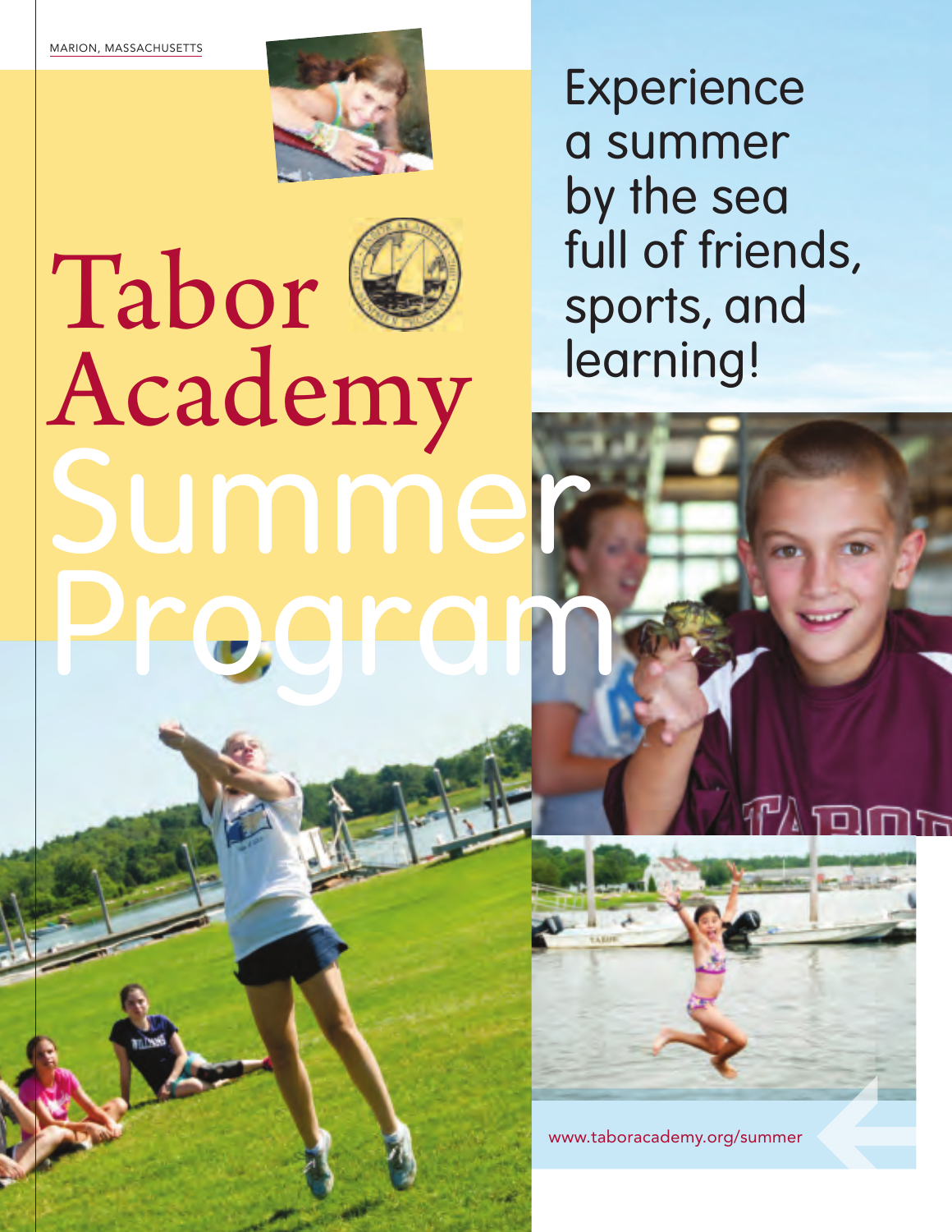MARION, MASSACHUSETTS

# Tabor Academy Summer Program

Experience a summer by the sea full of friends, sports, and learning!

www.taboracademy.org/summer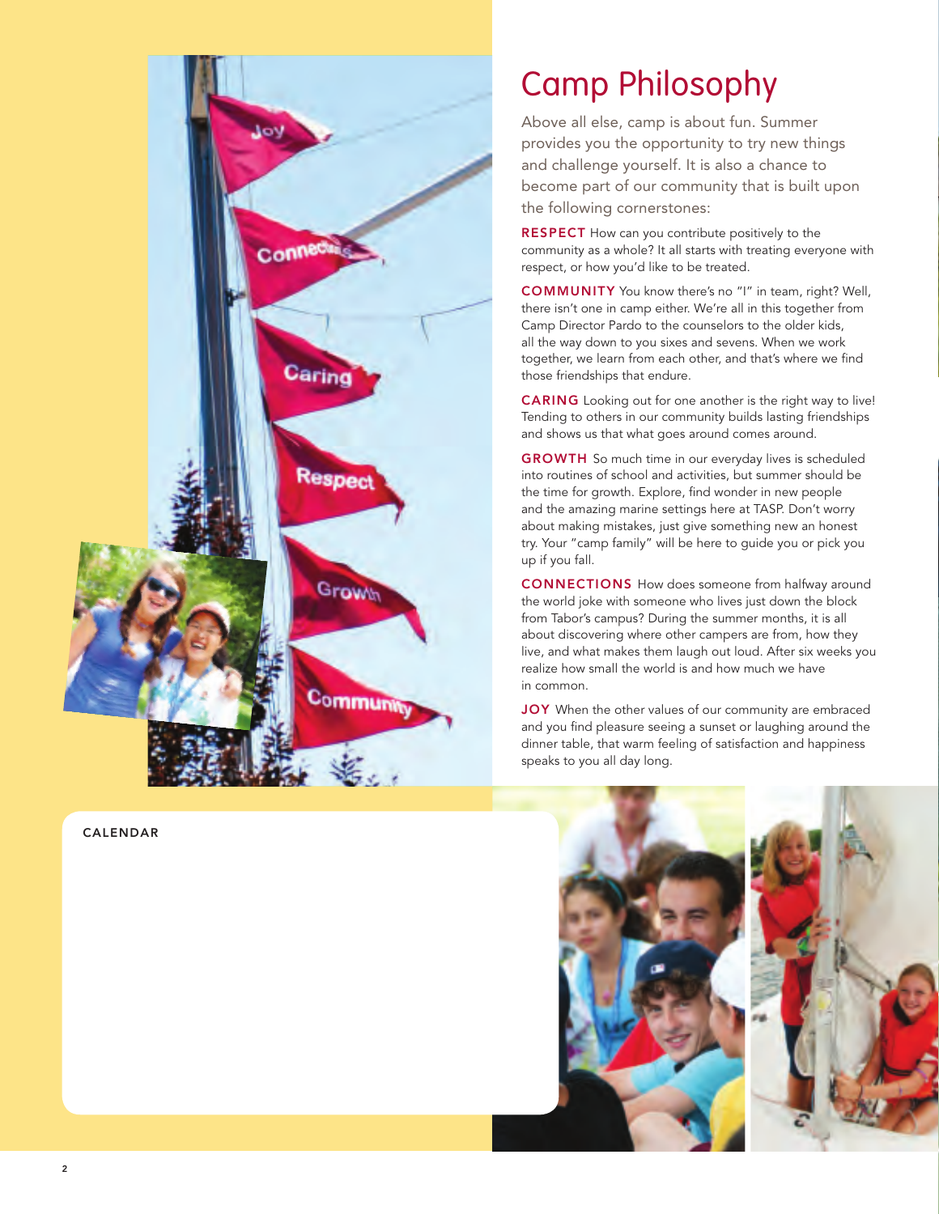# Camp Philosophy

Above all else, camp is about fun. Summer provides you the opportunity to try new things and challenge yourself. It is also a chance to become part of our community that is built upon the following cornerstones:

**RESPECT** How can you contribute positively to the community as a whole? It all starts with treating everyone with respect, or how you'd like to be treated.

**COMMUNITY** You know there's no "I" in team, right? Well, there isn't one in camp either. We're all in this together from Camp Director Pardo to the counselors to the older kids, all the way down to you sixes and sevens. When we work together, we learn from each other, and that's where we find those friendships that endure.

**CARING** Looking out for one another is the right way to live! Tending to others in our community builds lasting friendships and shows us that what goes around comes around.

**GROWTH** So much time in our everyday lives is scheduled into routines of school and activities, but summer should be the time for growth. Explore, find wonder in new people and the amazing marine settings here at TASP. Don't worry about making mistakes, just give something new an honest try. Your "camp family" will be here to guide you or pick you up if you fall.

**CONNECTIONS** How does someone from halfway around the world joke with someone who lives just down the block from Tabor's campus? During the summer months, it is all about discovering where other campers are from, how they live, and what makes them laugh out loud. After six weeks you realize how small the world is and how much we have in common.

**JOY** When the other values of our community are embraced and you find pleasure seeing a sunset or laughing around the dinner table, that warm feeling of satisfaction and happiness speaks to you all day long.

**CALENDAR**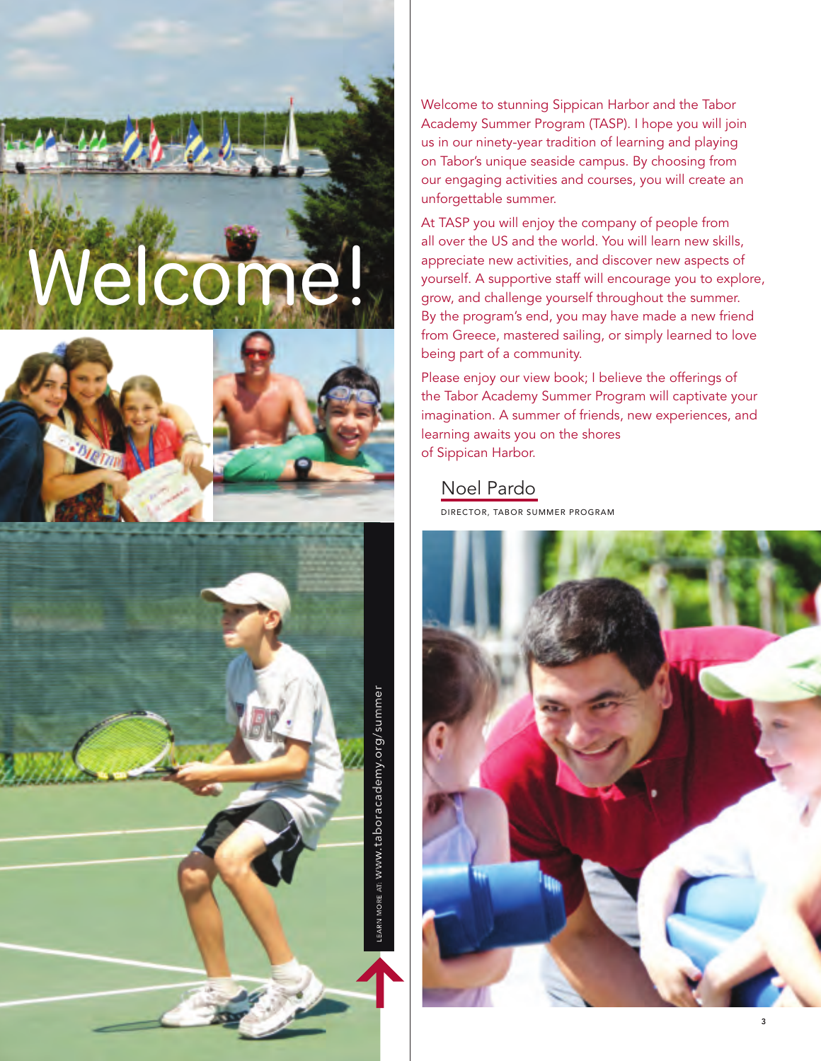# Welcome!

Welcome to stunning Sippican Harbor and the Tabor Academy Summer Program (TASP). I hope you will join us in our ninety-year tradition of learning and playing on Tabor's unique seaside campus. By choosing from our engaging activities and courses, you will create an unforgettable summer.

At TASP you will enjoy the company of people from all over the US and the world. You will learn new skills, appreciate new activities, and discover new aspects of yourself. A supportive staff will encourage you to explore, grow, and challenge yourself throughout the summer. By the program's end, you may have made a new friend from Greece, mastered sailing, or simply learned to love being part of a community.

Please enjoy our view book; I believe the offerings of the Tabor Academy Summer Program will captivate your imagination. A summer of friends, new experiences, and learning awaits you on the shores of Sippican Harbor.

Noel Pardo

DIRECTOR, TABOR SUMMER PROGRAM

LEARN MORE AT: www.taboracademy.org/summer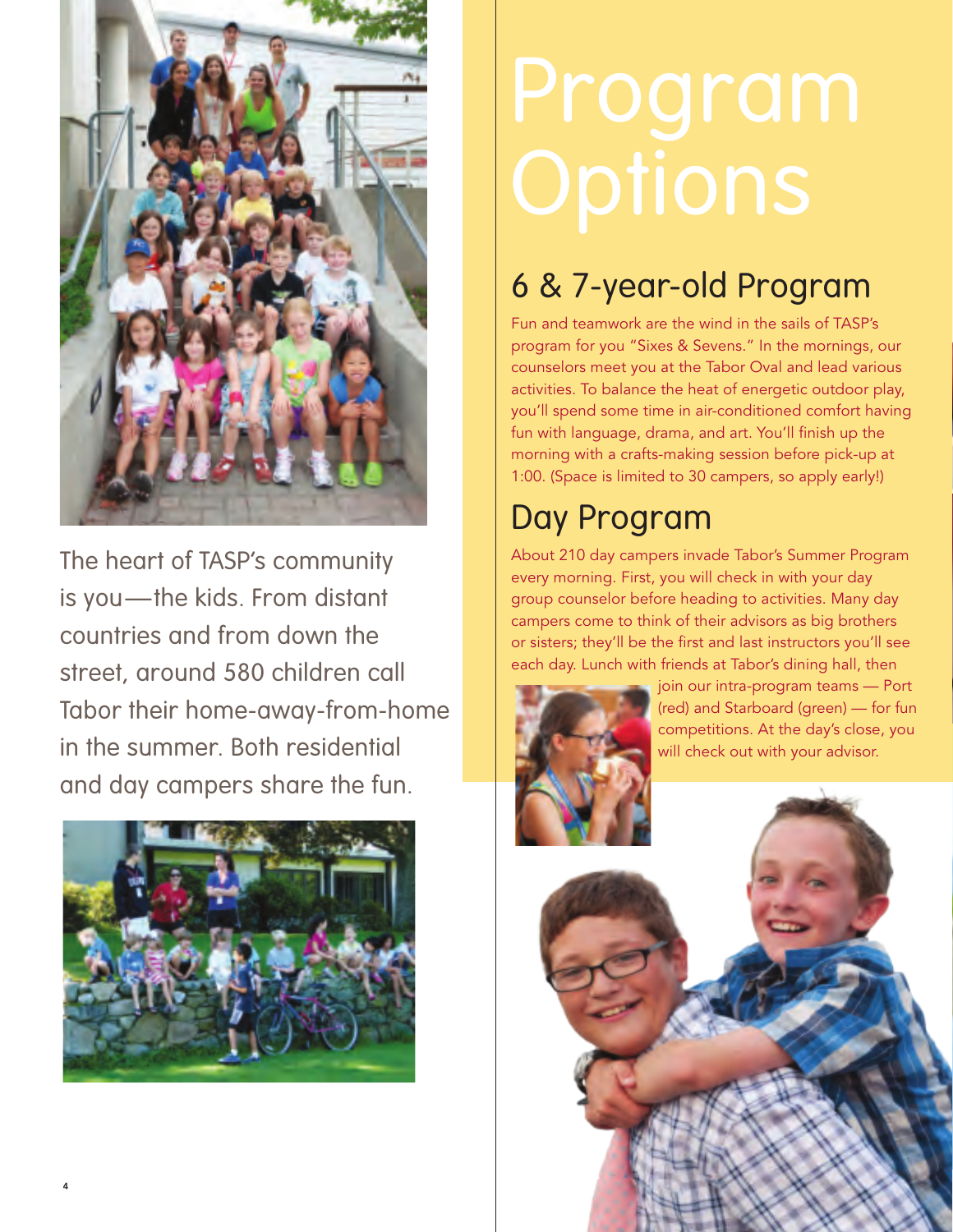The heart of TASP's community is you—the kids. From distant countries and from down the street, around 580 children call Tabor their home-away-from-home in the summer. Both residential and day campers share the fun.

# Program Options

## 6 & 7-year-old Program

Fun and teamwork are the wind in the sails of TASP's program for you "Sixes & Sevens." In the mornings, our counselors meet you at the Tabor Oval and lead various activities. To balance the heat of energetic outdoor play, you'll spend some time in air-conditioned comfort having fun with language, drama, and art. You'll finish up the morning with a crafts-making session before pick-up at 1:00. (Space is limited to 30 campers, so apply early!)

## Day Program

About 210 day campers invade Tabor's Summer Program every morning. First, you will check in with your day group counselor before heading to activities. Many day campers come to think of their advisors as big brothers or sisters; they'll be the first and last instructors you'll see each day. Lunch with friends at Tabor's dining hall, then join our intra-program teams — Port (red) and Starboard (green) — for fun competitions. At the day's close, you will check out with your advisor.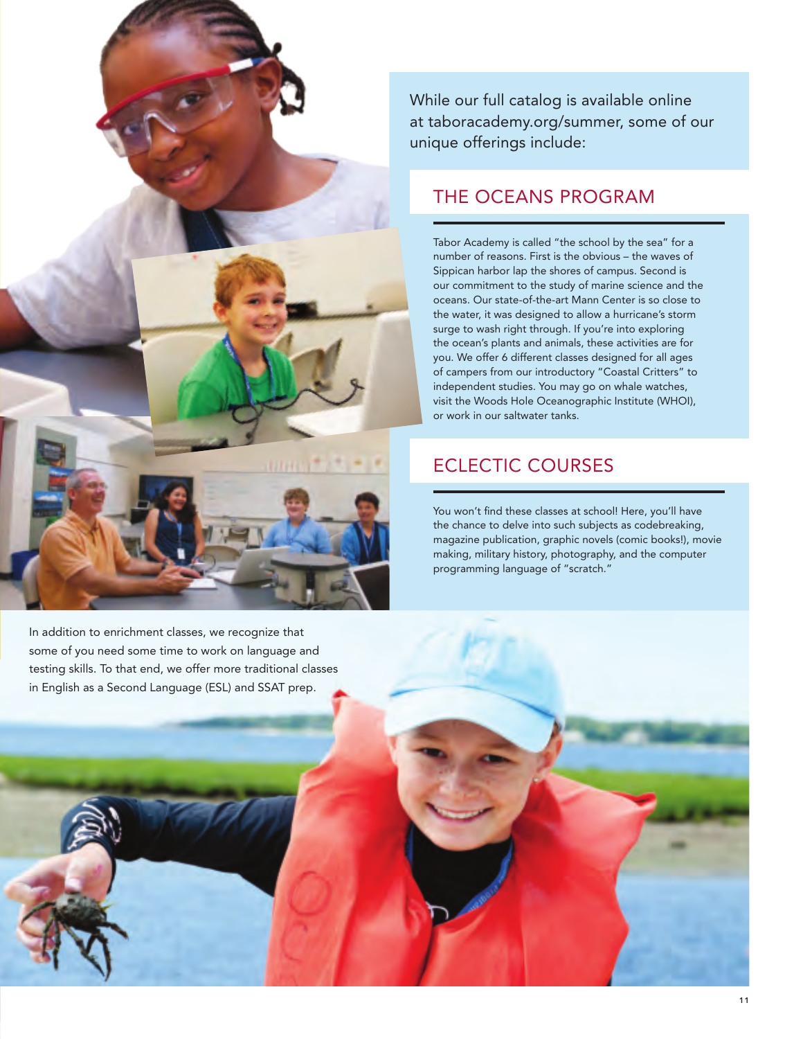While our full catalog is available online at taboracademy.org/summer, some of our unique offerings include:

## THE OCEANS PROGRAM

Tabor Academy is called "the school by the sea" for a number of reasons. First is the obvious – the waves of Sippican harbor lap the shores of campus. Second is our commitment to the study of marine science and the oceans. Our state-of-the-art Mann Center is so close to the water, it was designed to allow a hurricane's storm surge to wash right through. If you're into exploring the ocean's plants and animals, these activities are for you. We offer 6 different classes designed for all ages of campers from our introductory "Coastal Critters" to independent studies. You may go on whale watches, visit the Woods Hole Oceanographic Institute (WHOI), or work in our saltwater tanks.

## ECLECTIC COURSES

You won't find these classes at school! Here, you'll have the chance to delve into such subjects as codebreaking, magazine publication, graphic novels (comic books!), movie making, military history, photography, and the computer programming language of "scratch."

In addition to enrichment classes, we recognize that some of you need some time to work on language and testing skills. To that end, we offer more traditional classes in English as a Second Language (ESL) and SSAT prep.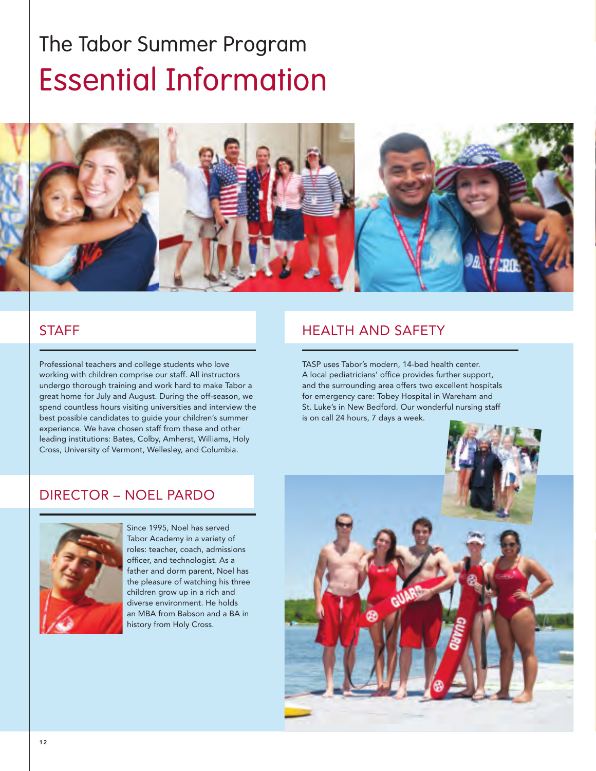# The Tabor Summer Program
## Essential Information

## STAFF

Professional teachers and college students who love working with children comprise our staff. All instructors undergo thorough training and work hard to make Tabor a great home for July and August. During the off-season, we spend countless hours visiting universities and interview the best possible candidates to guide your children's summer experience. We have chosen staff from these and other leading institutions: Bates, Colby, Amherst, Williams, Holy Cross, University of Vermont, Wellesley, and Columbia.

## DIRECTOR – NOEL PARDO

Since 1995, Noel has served Tabor Academy in a variety of roles: teacher, coach, admissions officer, and technologist. As a father and dorm parent, Noel has the pleasure of watching his three children grow up in a rich and diverse environment. He holds an MBA from Babson and a BA in history from Holy Cross.

## HEALTH AND SAFETY

TASP uses Tabor's modern, 14-bed health center. A local pediatricians' office provides further support, and the surrounding area offers two excellent hospitals for emergency care: Tobey Hospital in Wareham and St. Luke's in New Bedford. Our wonderful nursing staff is on call 24 hours, 7 days a week.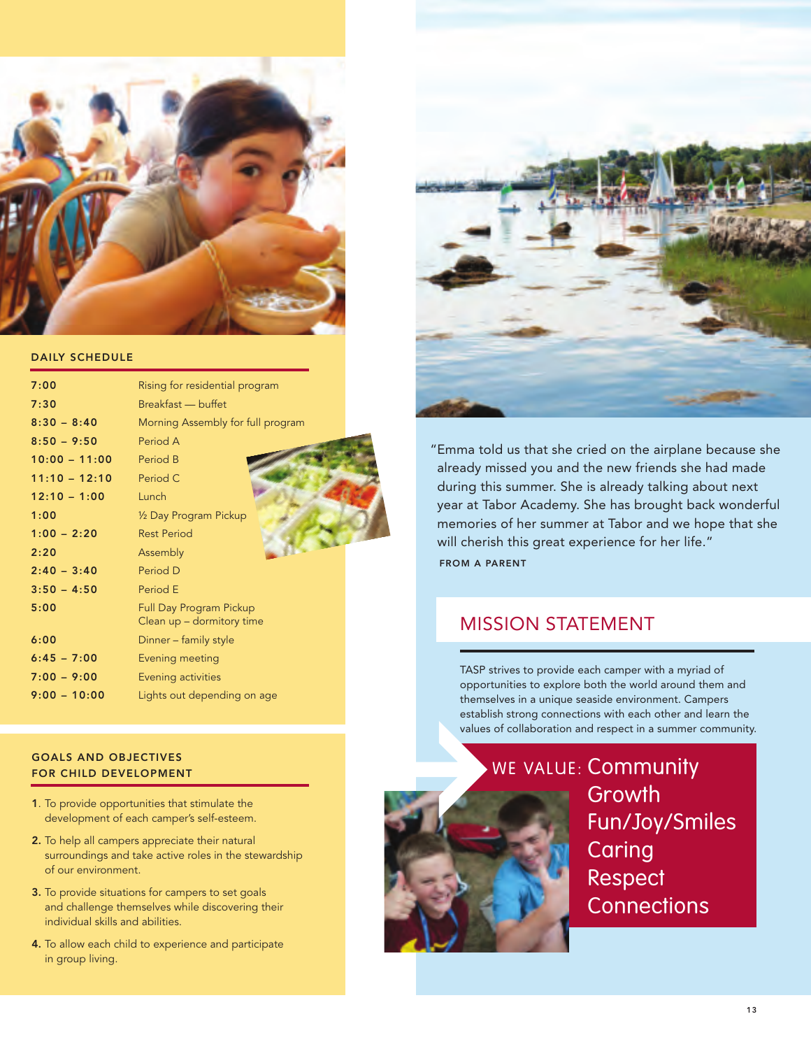## DAILY SCHEDULE

| Time | Activity |
| --- | --- |
| 7:00 | Rising for residential program |
| 7:30 | Breakfast — buffet |
| 8:30 – 8:40 | Morning Assembly for full program |
| 8:50 – 9:50 | Period A |
| 10:00 – 11:00 | Period B |
| 11:10 – 12:10 | Period C |
| 12:10 – 1:00 | Lunch |
| 1:00 | ½ Day Program Pickup |
| 1:00 – 2:20 | Rest Period |
| 2:20 | Assembly |
| 2:40 – 3:40 | Period D |
| 3:50 – 4:50 | Period E |
| 5:00 | Full Day Program Pickup<br>Clean up – dormitory time |
| 6:00 | Dinner – family style |
| 6:45 – 7:00 | Evening meeting |
| 7:00 – 9:00 | Evening activities |
| 9:00 – 10:00 | Lights out depending on age |

## GOALS AND OBJECTIVES FOR CHILD DEVELOPMENT

1. To provide opportunities that stimulate the development of each camper's self-esteem.
2. To help all campers appreciate their natural surroundings and take active roles in the stewardship of our environment.
3. To provide situations for campers to set goals and challenge themselves while discovering their individual skills and abilities.
4. To allow each child to experience and participate in group living.

"Emma told us that she cried on the airplane because she already missed you and the new friends she had made during this summer. She is already talking about next year at Tabor Academy. She has brought back wonderful memories of her summer at Tabor and we hope that she will cherish this great experience for her life."

**FROM A PARENT**

## MISSION STATEMENT

TASP strives to provide each camper with a myriad of opportunities to explore both the world around them and themselves in a unique seaside environment. Campers establish strong connections with each other and learn the values of collaboration and respect in a summer community.

**WE VALUE:**

- Community
- Growth
- Fun/Joy/Smiles
- Caring
- Respect
- Connections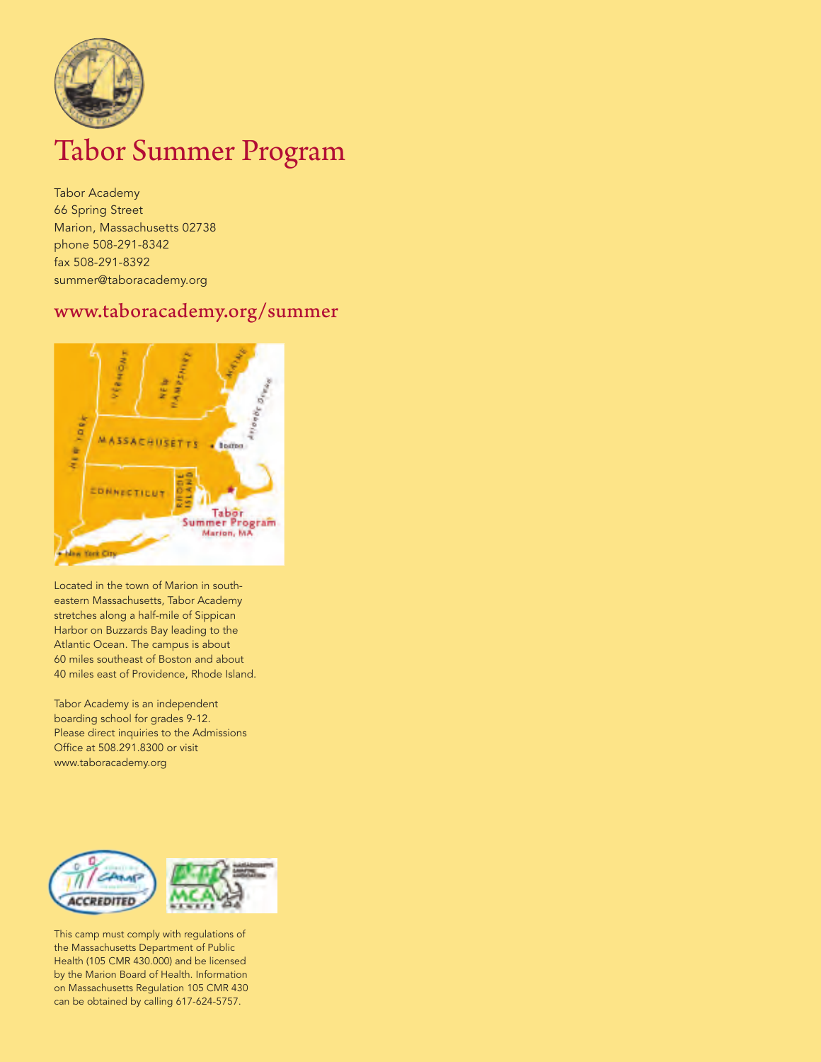# Tabor Summer Program

Tabor Academy
66 Spring Street
Marion, Massachusetts 02738
phone 508-291-8342
fax 508-291-8392
summer@taboracademy.org

## www.taboracademy.org/summer

VERMONT
NEW HAMPSHIRE
MAINE
Atlantic Ocean
NEW YORK
MASSACHUSETTS
Boston
CONNECTICUT
RHODE ISLAND
Tabor Summer Program
Marion, MA
New York City

Located in the town of Marion in south-eastern Massachusetts, Tabor Academy stretches along a half-mile of Sippican Harbor on Buzzards Bay leading to the Atlantic Ocean. The campus is about 60 miles southeast of Boston and about 40 miles east of Providence, Rhode Island.

Tabor Academy is an independent boarding school for grades 9-12. Please direct inquiries to the Admissions Office at 508.291.8300 or visit www.taboracademy.org

This camp must comply with regulations of the Massachusetts Department of Public Health (105 CMR 430.000) and be licensed by the Marion Board of Health. Information on Massachusetts Regulation 105 CMR 430 can be obtained by calling 617-624-5757.